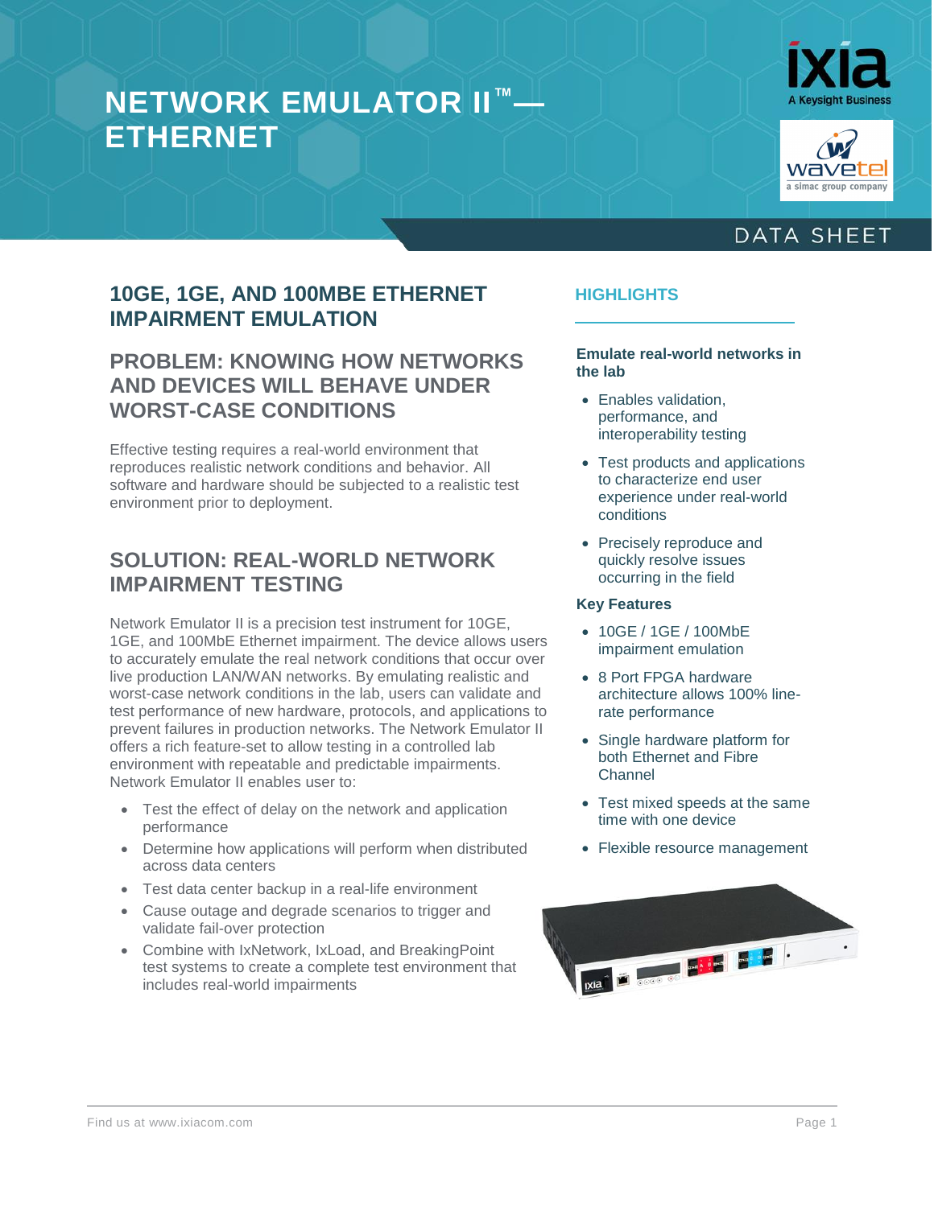# NETWORK EMULATOR II™— ETHERNET

DATA SHEET

## 10GE, 1GE, AND 100MBE ETHERNET IMPAIRMENT EMULATION

## PROBLEM: KNOWING HOW NETWORKS AND DEVICES WILL BEHAVE UNDER WORST-CASE CONDITIONS

Effective testing requires a real-world environment that reproduces realistic network conditions and behavior. All software and hardware should be subjected to a realistic test environment prior to deployment.

## SOLUTION: REAL-WORLD NETWORK IMPAIRMENT TESTING

Network Emulator II is a precision test instrument for 10GE, 1GE, and 100MbE Ethernet impairment. The device allows users to accurately emulate the real network conditions that occur over live production LAN/WAN networks. By emulating realistic and worst-case network conditions in the lab, users can validate and test performance of new hardware, protocols, and applications to prevent failures in production networks. The Network Emulator II offers a rich feature-set to allow testing in a controlled lab environment with repeatable and predictable impairments. Network Emulator II enables user to:

- Test the effect of delay on the network and application performance
- Determine how applications will perform when distributed across data centers
- Test data center backup in a real-life environment
- Cause outage and degrade scenarios to trigger and validate fail-over protection
- Combine with IxNetwork, IxLoad, and BreakingPoint test systems to create a complete test environment that includes real-world impairments

## HIGHLIGHTS

**Emulate real-world networks in the lab**

- Enables validation, performance, and interoperability testing
- Test products and applications to characterize end user experience under real-world conditions
- Precisely reproduce and quickly resolve issues occurring in the field

**Key Features**

- 10GE / 1GE / 100MbE impairment emulation
- 8 Port FPGA hardware architecture allows 100% line-rate performance
- Single hardware platform for both Ethernet and Fibre Channel
- Test mixed speeds at the same time with one device
- Flexible resource management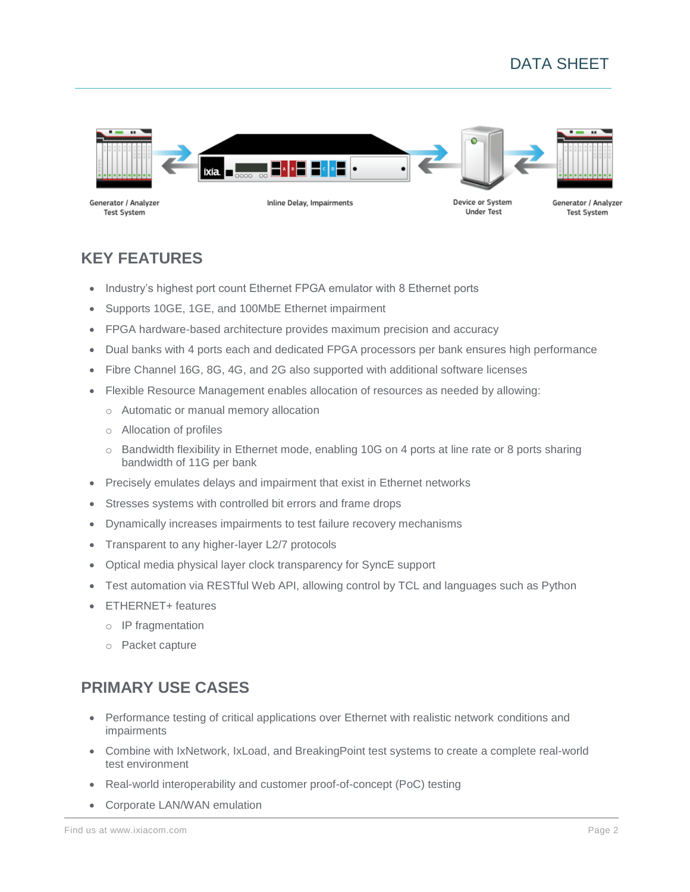Generator / Analyzer Test System

Inline Delay, Impairments

Device or System Under Test

Generator / Analyzer Test System

## KEY FEATURES

- Industry's highest port count Ethernet FPGA emulator with 8 Ethernet ports
- Supports 10GE, 1GE, and 100MbE Ethernet impairment
- FPGA hardware-based architecture provides maximum precision and accuracy
- Dual banks with 4 ports each and dedicated FPGA processors per bank ensures high performance
- Fibre Channel 16G, 8G, 4G, and 2G also supported with additional software licenses
- Flexible Resource Management enables allocation of resources as needed by allowing:
  - Automatic or manual memory allocation
  - Allocation of profiles
  - Bandwidth flexibility in Ethernet mode, enabling 10G on 4 ports at line rate or 8 ports sharing bandwidth of 11G per bank
- Precisely emulates delays and impairment that exist in Ethernet networks
- Stresses systems with controlled bit errors and frame drops
- Dynamically increases impairments to test failure recovery mechanisms
- Transparent to any higher-layer L2/7 protocols
- Optical media physical layer clock transparency for SyncE support
- Test automation via RESTful Web API, allowing control by TCL and languages such as Python
- ETHERNET+ features
  - IP fragmentation
  - Packet capture

## PRIMARY USE CASES

- Performance testing of critical applications over Ethernet with realistic network conditions and impairments
- Combine with IxNetwork, IxLoad, and BreakingPoint test systems to create a complete real-world test environment
- Real-world interoperability and customer proof-of-concept (PoC) testing
- Corporate LAN/WAN emulation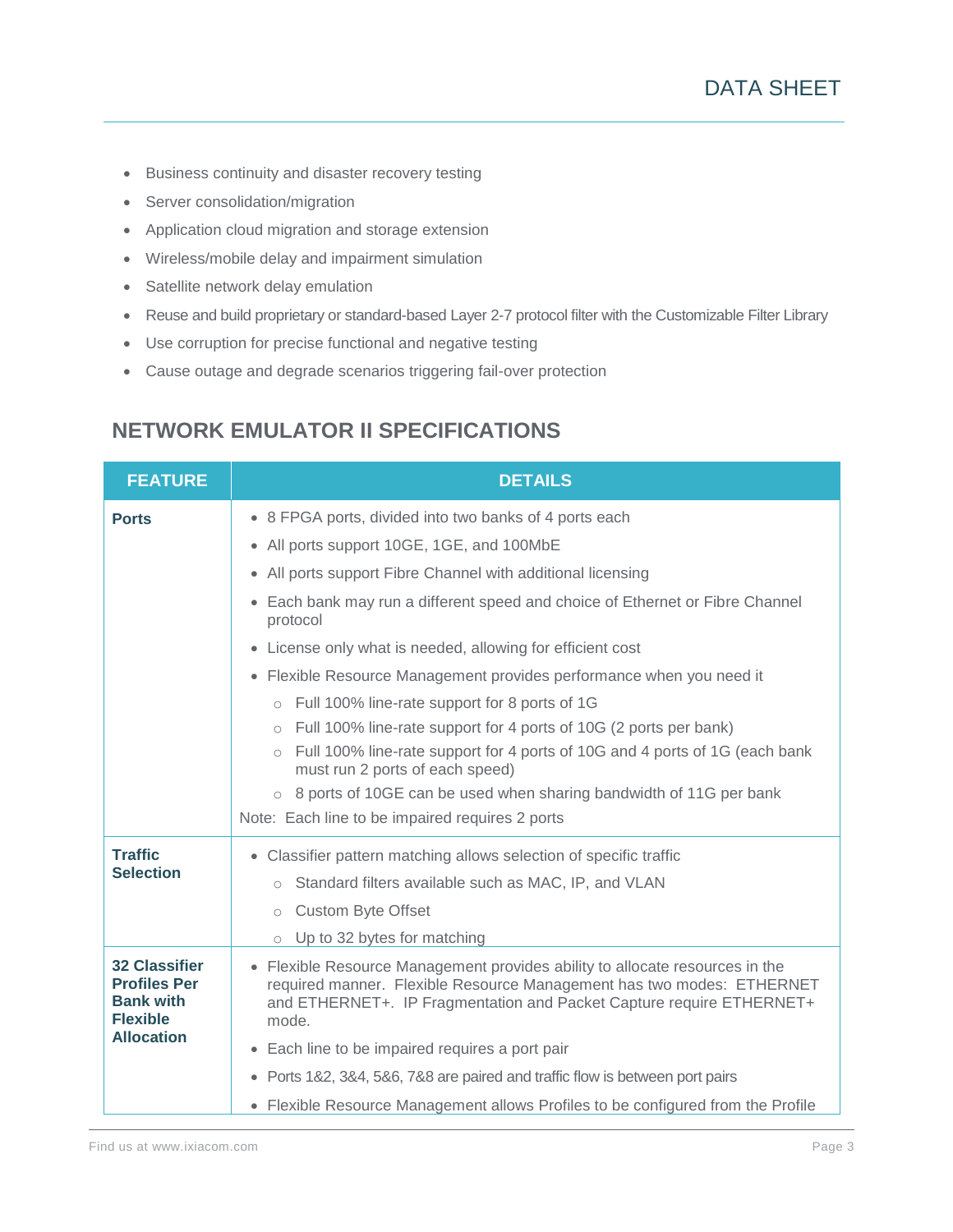- Business continuity and disaster recovery testing
- Server consolidation/migration
- Application cloud migration and storage extension
- Wireless/mobile delay and impairment simulation
- Satellite network delay emulation
- Reuse and build proprietary or standard-based Layer 2-7 protocol filter with the Customizable Filter Library
- Use corruption for precise functional and negative testing
- Cause outage and degrade scenarios triggering fail-over protection

## NETWORK EMULATOR II SPECIFICATIONS

| FEATURE | DETAILS |
|---|---|
| **Ports** | • 8 FPGA ports, divided into two banks of 4 ports each<br>• All ports support 10GE, 1GE, and 100MbE<br>• All ports support Fibre Channel with additional licensing<br>• Each bank may run a different speed and choice of Ethernet or Fibre Channel protocol<br>• License only what is needed, allowing for efficient cost<br>• Flexible Resource Management provides performance when you need it<br>  ○ Full 100% line-rate support for 8 ports of 1G<br>  ○ Full 100% line-rate support for 4 ports of 10G (2 ports per bank)<br>  ○ Full 100% line-rate support for 4 ports of 10G and 4 ports of 1G (each bank must run 2 ports of each speed)<br>  ○ 8 ports of 10GE can be used when sharing bandwidth of 11G per bank<br>Note: Each line to be impaired requires 2 ports |
| **Traffic Selection** | • Classifier pattern matching allows selection of specific traffic<br>  ○ Standard filters available such as MAC, IP, and VLAN<br>  ○ Custom Byte Offset<br>  ○ Up to 32 bytes for matching |
| **32 Classifier Profiles Per Bank with Flexible Allocation** | • Flexible Resource Management provides ability to allocate resources in the required manner. Flexible Resource Management has two modes: ETHERNET and ETHERNET+. IP Fragmentation and Packet Capture require ETHERNET+ mode.<br>• Each line to be impaired requires a port pair<br>• Ports 1&2, 3&4, 5&6, 7&8 are paired and traffic flow is between port pairs<br>• Flexible Resource Management allows Profiles to be configured from the Profile |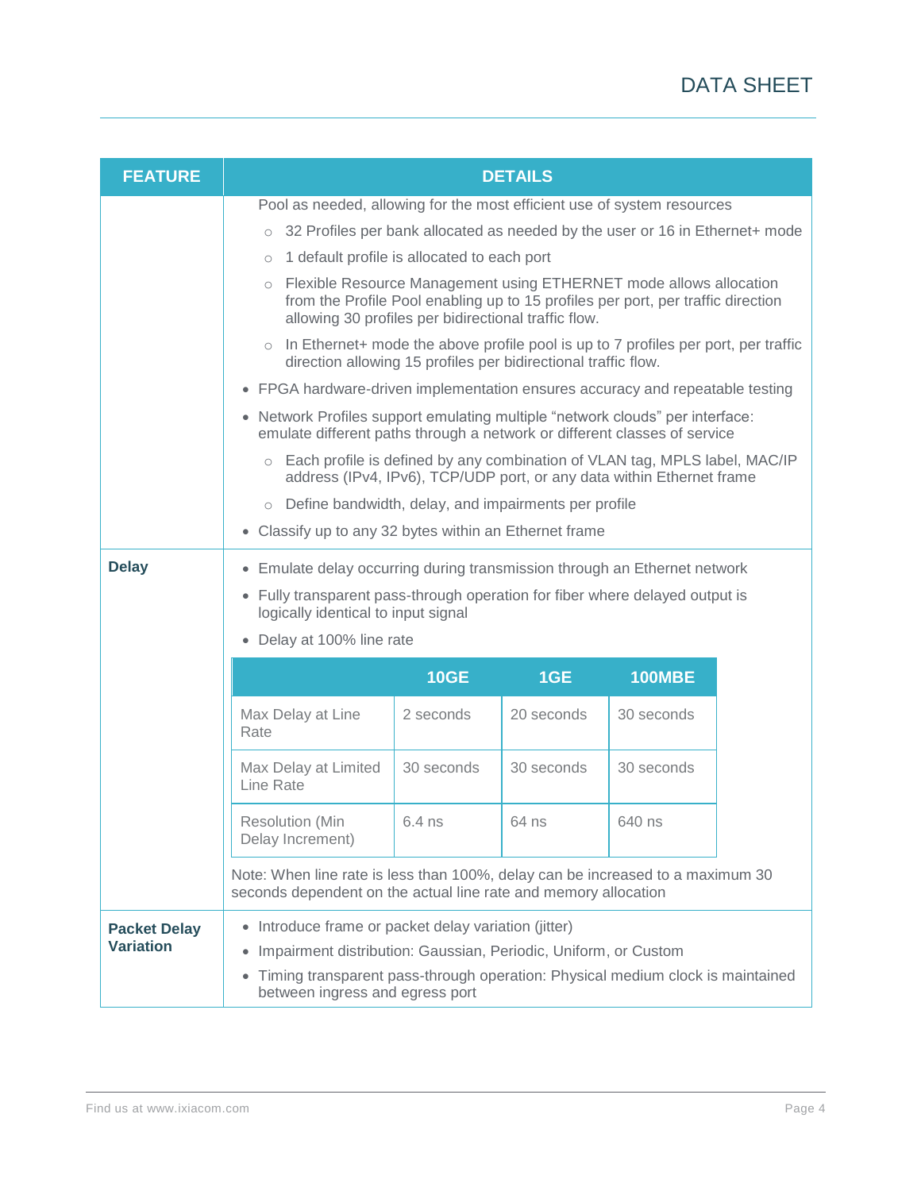| FEATURE | DETAILS |
|---|---|
| | Pool as needed, allowing for the most efficient use of system resources<br>○ 32 Profiles per bank allocated as needed by the user or 16 in Ethernet+ mode<br>○ 1 default profile is allocated to each port<br>○ Flexible Resource Management using ETHERNET mode allows allocation from the Profile Pool enabling up to 15 profiles per port, per traffic direction allowing 30 profiles per bidirectional traffic flow.<br>○ In Ethernet+ mode the above profile pool is up to 7 profiles per port, per traffic direction allowing 15 profiles per bidirectional traffic flow.<br>• FPGA hardware-driven implementation ensures accuracy and repeatable testing<br>• Network Profiles support emulating multiple "network clouds" per interface: emulate different paths through a network or different classes of service<br>○ Each profile is defined by any combination of VLAN tag, MPLS label, MAC/IP address (IPv4, IPv6), TCP/UDP port, or any data within Ethernet frame<br>○ Define bandwidth, delay, and impairments per profile<br>• Classify up to any 32 bytes within an Ethernet frame |
| **Delay** | • Emulate delay occurring during transmission through an Ethernet network<br>• Fully transparent pass-through operation for fiber where delayed output is logically identical to input signal<br>• Delay at 100% line rate |

| | 10GE | 1GE | 100MBE |
|---|---|---|---|
| Max Delay at Line Rate | 2 seconds | 20 seconds | 30 seconds |
| Max Delay at Limited Line Rate | 30 seconds | 30 seconds | 30 seconds |
| Resolution (Min Delay Increment) | 6.4 ns | 64 ns | 640 ns |

Note: When line rate is less than 100%, delay can be increased to a maximum 30 seconds dependent on the actual line rate and memory allocation

| FEATURE | DETAILS |
|---|---|
| **Packet Delay Variation** | • Introduce frame or packet delay variation (jitter)<br>• Impairment distribution: Gaussian, Periodic, Uniform, or Custom<br>• Timing transparent pass-through operation: Physical medium clock is maintained between ingress and egress port |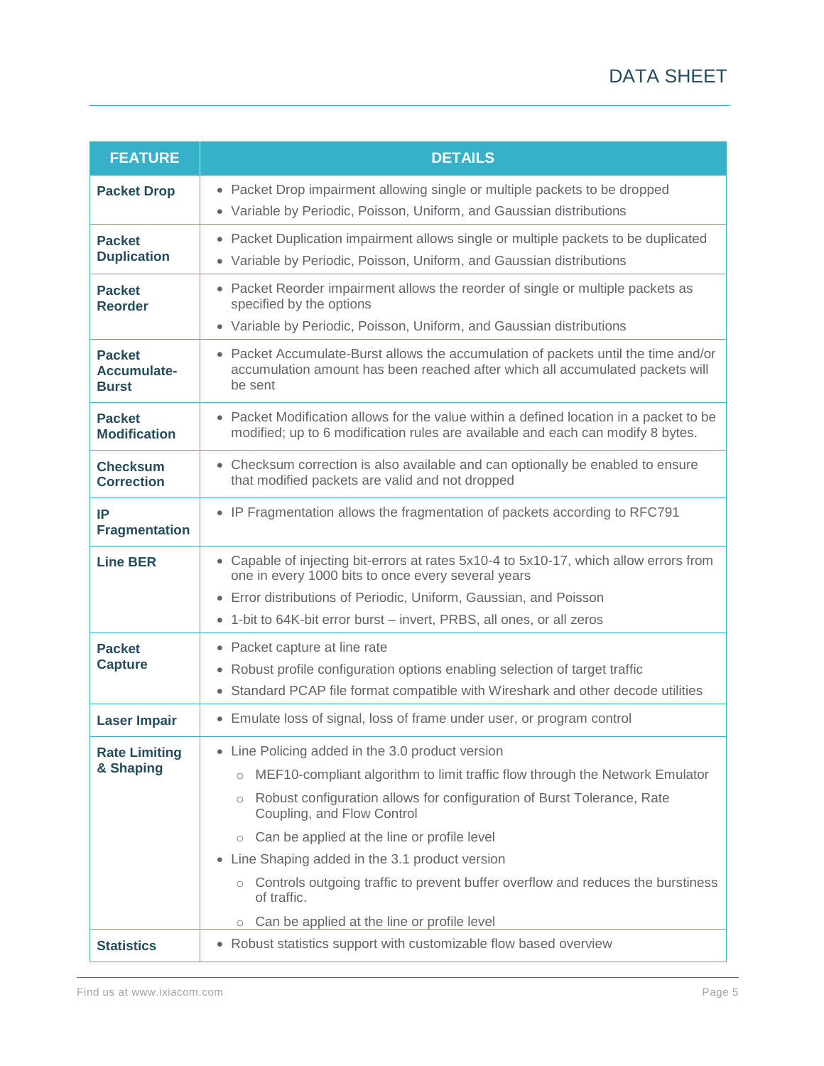| FEATURE | DETAILS |
|---|---|
| **Packet Drop** | • Packet Drop impairment allowing single or multiple packets to be dropped<br>• Variable by Periodic, Poisson, Uniform, and Gaussian distributions |
| **Packet Duplication** | • Packet Duplication impairment allows single or multiple packets to be duplicated<br>• Variable by Periodic, Poisson, Uniform, and Gaussian distributions |
| **Packet Reorder** | • Packet Reorder impairment allows the reorder of single or multiple packets as specified by the options<br>• Variable by Periodic, Poisson, Uniform, and Gaussian distributions |
| **Packet Accumulate-Burst** | • Packet Accumulate-Burst allows the accumulation of packets until the time and/or accumulation amount has been reached after which all accumulated packets will be sent |
| **Packet Modification** | • Packet Modification allows for the value within a defined location in a packet to be modified; up to 6 modification rules are available and each can modify 8 bytes. |
| **Checksum Correction** | • Checksum correction is also available and can optionally be enabled to ensure that modified packets are valid and not dropped |
| **IP Fragmentation** | • IP Fragmentation allows the fragmentation of packets according to RFC791 |
| **Line BER** | • Capable of injecting bit-errors at rates 5x10-4 to 5x10-17, which allow errors from one in every 1000 bits to once every several years<br>• Error distributions of Periodic, Uniform, Gaussian, and Poisson<br>• 1-bit to 64K-bit error burst – invert, PRBS, all ones, or all zeros |
| **Packet Capture** | • Packet capture at line rate<br>• Robust profile configuration options enabling selection of target traffic<br>• Standard PCAP file format compatible with Wireshark and other decode utilities |
| **Laser Impair** | • Emulate loss of signal, loss of frame under user, or program control |
| **Rate Limiting & Shaping** | • Line Policing added in the 3.0 product version<br>  ○ MEF10-compliant algorithm to limit traffic flow through the Network Emulator<br>  ○ Robust configuration allows for configuration of Burst Tolerance, Rate Coupling, and Flow Control<br>  ○ Can be applied at the line or profile level<br>• Line Shaping added in the 3.1 product version<br>  ○ Controls outgoing traffic to prevent buffer overflow and reduces the burstiness of traffic.<br>  ○ Can be applied at the line or profile level |
| **Statistics** | • Robust statistics support with customizable flow based overview |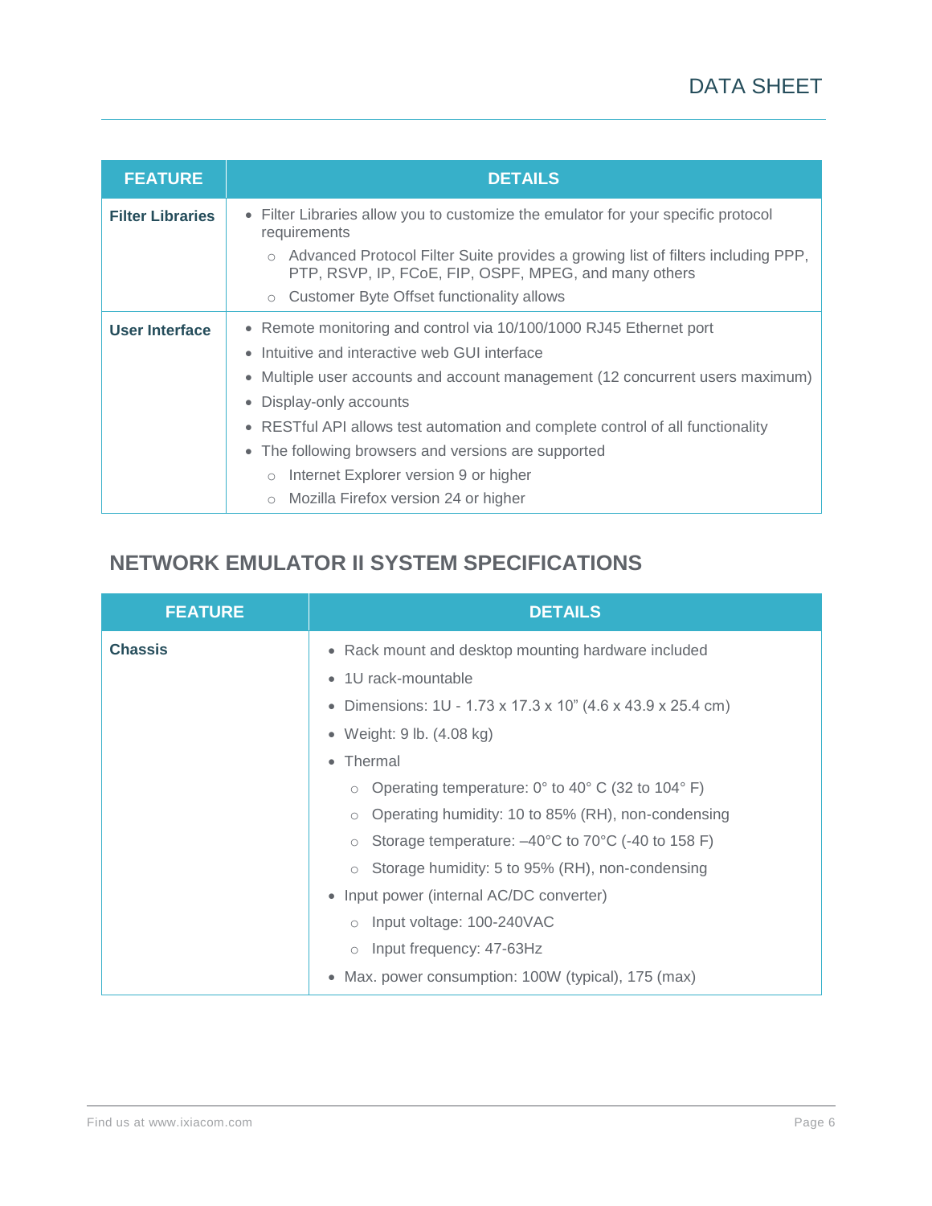| FEATURE | DETAILS |
| --- | --- |
| **Filter Libraries** | • Filter Libraries allow you to customize the emulator for your specific protocol requirements<br>  ○ Advanced Protocol Filter Suite provides a growing list of filters including PPP, PTP, RSVP, IP, FCoE, FIP, OSPF, MPEG, and many others<br>  ○ Customer Byte Offset functionality allows |
| **User Interface** | • Remote monitoring and control via 10/100/1000 RJ45 Ethernet port<br>• Intuitive and interactive web GUI interface<br>• Multiple user accounts and account management (12 concurrent users maximum)<br>• Display-only accounts<br>• RESTful API allows test automation and complete control of all functionality<br>• The following browsers and versions are supported<br>  ○ Internet Explorer version 9 or higher<br>  ○ Mozilla Firefox version 24 or higher |

## NETWORK EMULATOR II SYSTEM SPECIFICATIONS

| FEATURE | DETAILS |
| --- | --- |
| **Chassis** | • Rack mount and desktop mounting hardware included<br>• 1U rack-mountable<br>• Dimensions: 1U - 1.73 x 17.3 x 10" (4.6 x 43.9 x 25.4 cm)<br>• Weight: 9 lb. (4.08 kg)<br>• Thermal<br>  ○ Operating temperature: 0° to 40° C (32 to 104° F)<br>  ○ Operating humidity: 10 to 85% (RH), non-condensing<br>  ○ Storage temperature: –40°C to 70°C (-40 to 158 F)<br>  ○ Storage humidity: 5 to 95% (RH), non-condensing<br>• Input power (internal AC/DC converter)<br>  ○ Input voltage: 100-240VAC<br>  ○ Input frequency: 47-63Hz<br>• Max. power consumption: 100W (typical), 175 (max) |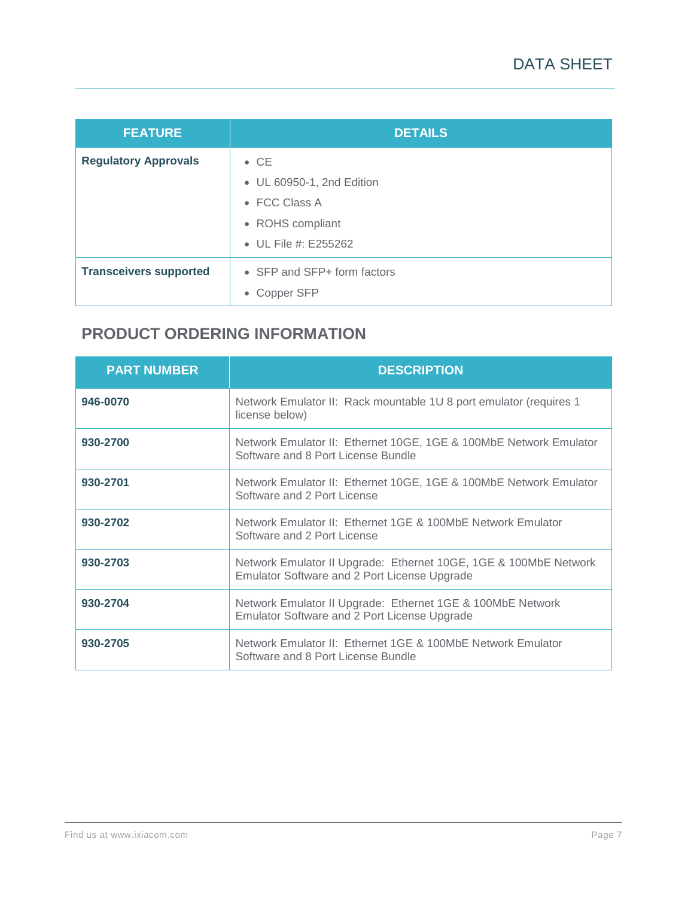| FEATURE | DETAILS |
| --- | --- |
| **Regulatory Approvals** | • CE<br>• UL 60950-1, 2nd Edition<br>• FCC Class A<br>• ROHS compliant<br>• UL File #: E255262 |
| **Transceivers supported** | • SFP and SFP+ form factors<br>• Copper SFP |

## PRODUCT ORDERING INFORMATION

| PART NUMBER | DESCRIPTION |
| --- | --- |
| **946-0070** | Network Emulator II: Rack mountable 1U 8 port emulator (requires 1 license below) |
| **930-2700** | Network Emulator II: Ethernet 10GE, 1GE & 100MbE Network Emulator Software and 8 Port License Bundle |
| **930-2701** | Network Emulator II: Ethernet 10GE, 1GE & 100MbE Network Emulator Software and 2 Port License |
| **930-2702** | Network Emulator II: Ethernet 1GE & 100MbE Network Emulator Software and 2 Port License |
| **930-2703** | Network Emulator II Upgrade: Ethernet 10GE, 1GE & 100MbE Network Emulator Software and 2 Port License Upgrade |
| **930-2704** | Network Emulator II Upgrade: Ethernet 1GE & 100MbE Network Emulator Software and 2 Port License Upgrade |
| **930-2705** | Network Emulator II: Ethernet 1GE & 100MbE Network Emulator Software and 8 Port License Bundle |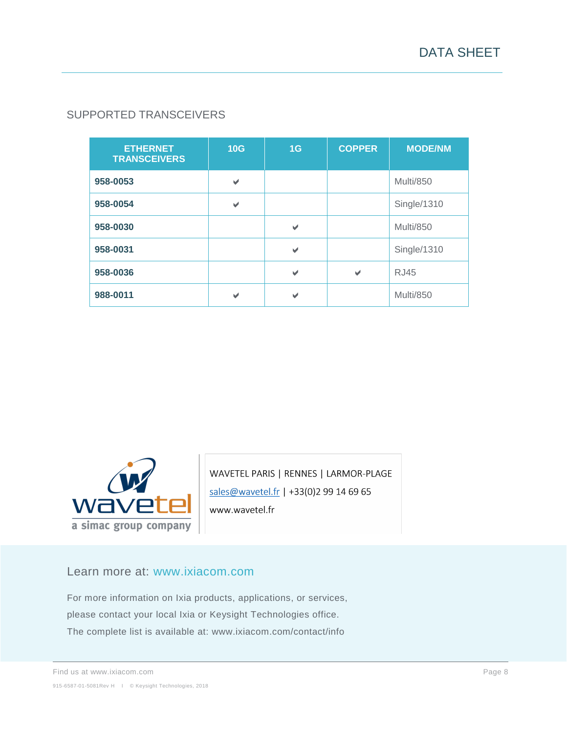## SUPPORTED TRANSCEIVERS

| ETHERNET TRANSCEIVERS | 10G | 1G | COPPER | MODE/NM |
|---|---|---|---|---|
| **958-0053** | ✔ | | | Multi/850 |
| **958-0054** | ✔ | | | Single/1310 |
| **958-0030** | | ✔ | | Multi/850 |
| **958-0031** | | ✔ | | Single/1310 |
| **958-0036** | | ✔ | ✔ | RJ45 |
| **988-0011** | ✔ | ✔ | | Multi/850 |

wavetel
a simac group company

WAVETEL PARIS | RENNES | LARMOR-PLAGE

sales@wavetel.fr | +33(0)2 99 14 69 65

www.wavetel.fr

Learn more at: www.ixiacom.com

For more information on Ixia products, applications, or services, please contact your local Ixia or Keysight Technologies office. The complete list is available at: www.ixiacom.com/contact/info

Find us at www.ixiacom.com

915-6587-01-5081Rev H | © Keysight Technologies, 2018